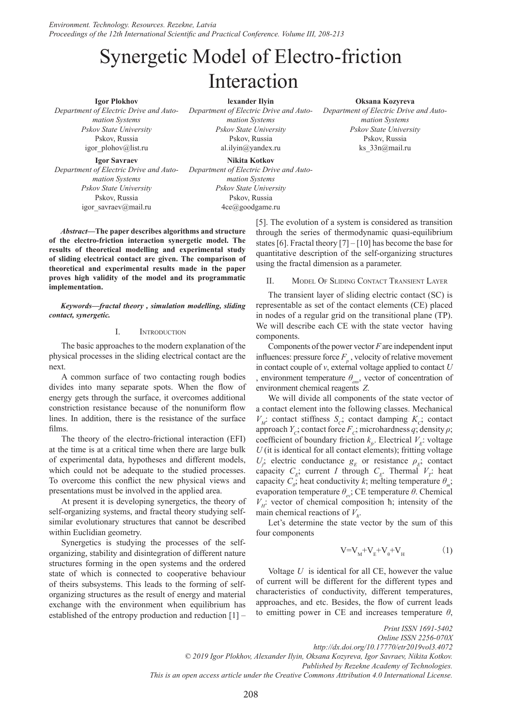# Synergetic Model of Electro-friction Interaction

**Igor Plokhov**
*Department of Electric Drive and Automation Systems*
*Pskov State University*
Pskov, Russia
igor_plohov@list.ru

**lexander Ilyin**
*Department of Electric Drive and Automation Systems*
*Pskov State University*
Pskov, Russia
al.ilyin@yandex.ru

**Oksana Kozyreva**
*Department of Electric Drive and Automation Systems*
*Pskov State University*
Pskov, Russia
ks_33n@mail.ru

**Igor Savraev**
*Department of Electric Drive and Automation Systems*
*Pskov State University*
Pskov, Russia
igor_savraev@mail.ru

**Nikita Kotkov**
*Department of Electric Drive and Automation Systems*
*Pskov State University*
Pskov, Russia
4ce@goodgame.ru

***Abstract*—The paper describes algorithms and structure of the electro-friction interaction synergetic model. The results of theoretical modelling and experimental study of sliding electrical contact are given. The comparison of theoretical and experimental results made in the paper proves high validity of the model and its programmatic implementation.**

***Keywords—fractal theory , simulation modelling, sliding contact, synergetic.***

## I. Introduction

The basic approaches to the modern explanation of the physical processes in the sliding electrical contact are the next.

A common surface of two contacting rough bodies divides into many separate spots. When the flow of energy gets through the surface, it overcomes additional constriction resistance because of the nonuniform flow lines. In addition, there is the resistance of the surface films.

The theory of the electro-frictional interaction (EFI) at the time is at a critical time when there are large bulk of experimental data, hypotheses and different models, which could not be adequate to the studied processes. To overcome this conflict the new physical views and presentations must be involved in the applied area.

At present it is developing synergetics, the theory of self-organizing systems, and fractal theory studying self-similar evolutionary structures that cannot be described within Euclidian geometry.

Synergetics is studying the processes of the self-organizing, stability and disintegration of different nature structures forming in the open systems and the ordered state of which is connected to cooperative behaviour of theirs subsystems. This leads to the forming of self-organizing structures as the result of energy and material exchange with the environment when equilibrium has established of the entropy production and reduction [1] – [5]. The evolution of a system is considered as transition through the series of thermodynamic quasi-equilibrium states [6]. Fractal theory [7] – [10] has become the base for quantitative description of the self-organizing structures using the fractal dimension as a parameter.

## II. Model Of Sliding Contact Transient Layer

The transient layer of sliding electric contact (SC) is representable as set of the contact elements (CE) placed in nodes of a regular grid on the transitional plane (TP). We will describe each CE with the state vector having components.

Components of the power vector *F* are independent input influences: pressure force $F_p$ , velocity of relative movement in contact couple of *v*, external voltage applied to contact *U* , environment temperature $\theta_{env}$, vector of concentration of environment chemical reagents *Z*.

We will divide all components of the state vector of a contact element into the following classes. Mechanical $V_M$: contact stiffness $S_C$; contact damping $K_C$; contact approach $Y_C$; contact force $F_C$; microhardness *q*; density *ρ*; coefficient of boundary friction $k_{fr}$. Electrical $V_E$: voltage *U* (it is identical for all contact elements); fritting voltage $U_f$; electric conductance $g_E$ or resistance $\rho_E$; contact capacity $C_E$; current *I* through $C_E$. Thermal $V_T$: heat capacity $C_\theta$; heat conductivity *k*; melting temperature $\theta_m$; evaporation temperature $\theta_{ev}$; CE temperature *θ*. Chemical $V_H$: vector of chemical composition ħ; intensity of the main chemical reactions of $V_h$.

Let's determine the state vector by the sum of this four components

$$V=V_M+V_E+V_\theta+V_H \tag{1}$$

Voltage *U* is identical for all CE, however the value of current will be different for the different types and characteristics of conductivity, different temperatures, approaches, and etc. Besides, the flow of current leads to emitting power in CE and increases temperature *θ*,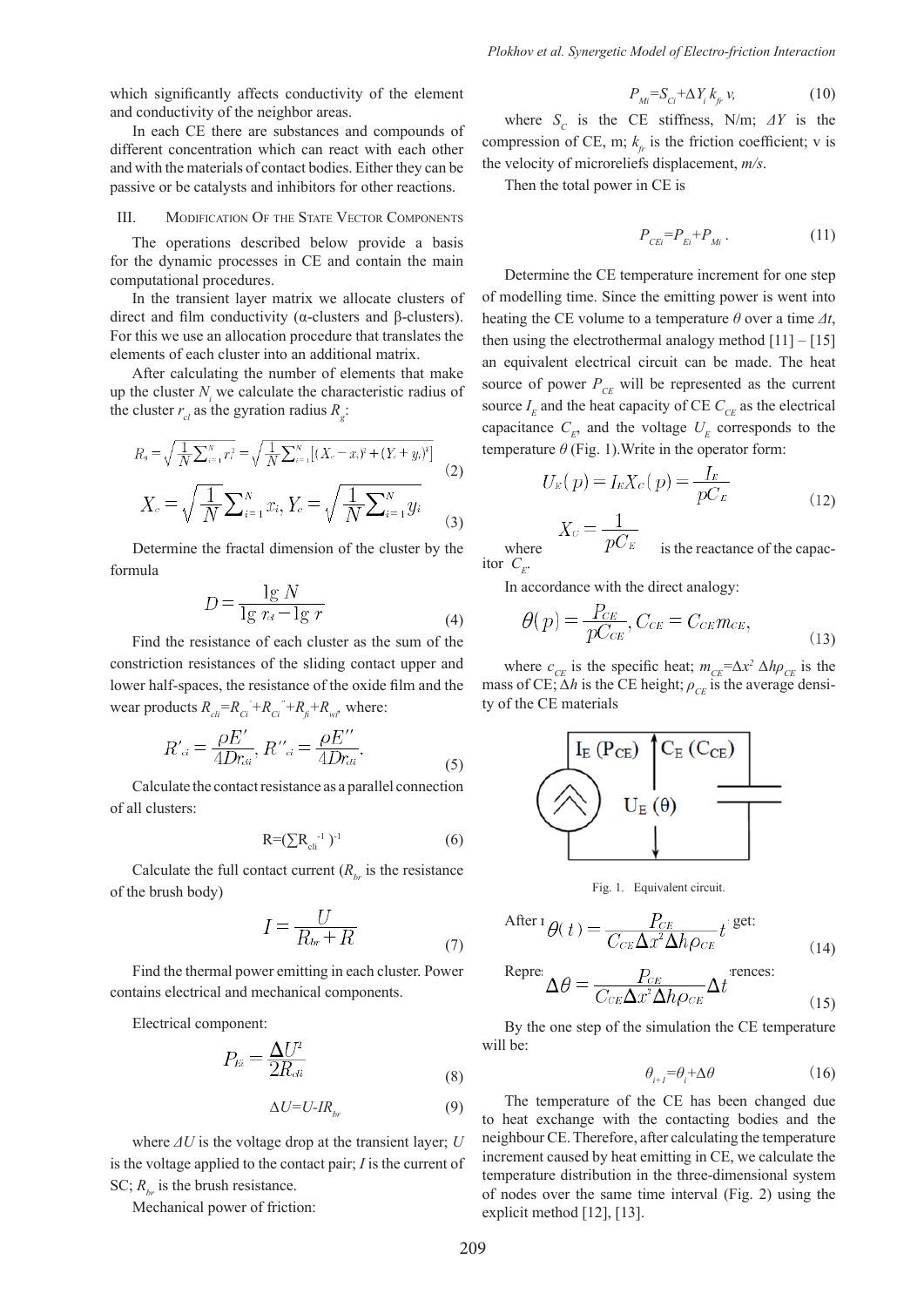which significantly affects conductivity of the element and conductivity of the neighbor areas.

In each CE there are substances and compounds of different concentration which can react with each other and with the materials of contact bodies. Either they can be passive or be catalysts and inhibitors for other reactions.

## III. Modification Of the State Vector Components

The operations described below provide a basis for the dynamic processes in CE and contain the main computational procedures.

In the transient layer matrix we allocate clusters of direct and film conductivity (α-clusters and β-clusters). For this we use an allocation procedure that translates the elements of each cluster into an additional matrix.

After calculating the number of elements that make up the cluster $N_i$ we calculate the characteristic radius of the cluster $r_{cl}$ as the gyration radius $R_g$:

$$R_g = \sqrt{\frac{1}{N}\sum_{i=1}^{N} r_i^2} = \sqrt{\frac{1}{N}\sum_{i=1}^{N}\left[(X_c - x_i)^2 + (Y_c + y_i)^2\right]} \tag{2}$$

$$X_c = \sqrt{\frac{1}{N}\sum_{i=1}^{N} x_i},\ Y_c = \sqrt{\frac{1}{N}\sum_{i=1}^{N} y_i} \tag{3}$$

Determine the fractal dimension of the cluster by the formula

$$D = \frac{\lg N}{\lg r_{cl} - \lg r} \tag{4}$$

Find the resistance of each cluster as the sum of the constriction resistances of the sliding contact upper and lower half-spaces, the resistance of the oxide film and the wear products $R_{cli}=R_{Ci}'+R_{Ci}''+R_{fi}+R_{wi}$, where:

$$R'_{ci} = \frac{\rho E'}{4Dr_{cli}},\ R''_{ci} = \frac{\rho E''}{4Dr_{cli}}. \tag{5}$$

Calculate the contact resistance as a parallel connection of all clusters:

$$R=(\sum R_{cli}^{-1})^{-1} \tag{6}$$

Calculate the full contact current ($R_{br}$ is the resistance of the brush body)

$$I = \frac{U}{R_{br} + R} \tag{7}$$

Find the thermal power emitting in each cluster. Power contains electrical and mechanical components.

Electrical component:

$$P_{Ei} = \frac{\Delta U^2}{2R_{cli}} \tag{8}$$

$$\Delta U=U-IR_{br} \tag{9}$$

where $\Delta U$ is the voltage drop at the transient layer; $U$ is the voltage applied to the contact pair; $I$ is the current of SC; $R_{br}$ is the brush resistance.

Mechanical power of friction:

$$P_{Mi}=S_{Ci}+\Delta Y_i k_{fr} v, \tag{10}$$

where $S_C$ is the CE stiffness, N/m; $\Delta Y$ is the compression of CE, m; $k_{fr}$ is the friction coefficient; v is the velocity of microreliefs displacement, *m/s*.

Then the total power in CE is

$$P_{CEi}=P_{Ei}+P_{Mi}. \tag{11}$$

Determine the CE temperature increment for one step of modelling time. Since the emitting power is went into heating the CE volume to a temperature $\theta$ over a time $\Delta t$, then using the electrothermal analogy method [11] – [15] an equivalent electrical circuit can be made. The heat source of power $P_{CE}$ will be represented as the current source $I_E$ and the heat capacity of CE $C_{CE}$ as the electrical capacitance $C_E$, and the voltage $U_E$ corresponds to the temperature $\theta$ (Fig. 1).Write in the operator form:

$$U_E(p) = I_E X_C(p) = \frac{I_E}{pC_E} \tag{12}$$

where $X_C = \frac{1}{pC_E}$ is the reactance of the capacitor $C_E$.

In accordance with the direct analogy:

$$\theta(p) = \frac{P_{CE}}{pC_{CE}},\ C_{CE} = C_{CE} m_{CE}, \tag{13}$$

where $c_{CE}$ is the specific heat; $m_{CE}=\Delta x^2\,\Delta h\rho_{CE}$ is the mass of CE; $\Delta h$ is the CE height; $\rho_{CE}$ is the average density of the CE materials

Fig. 1. Equivalent circuit.

After r... get:

$$\theta(t) = \frac{P_{CE}}{C_{CE}\Delta x^2 \Delta h \rho_{CE}} t \tag{14}$$

Repre... ...rences:

$$\Delta\theta = \frac{P_{CE}}{C_{CE}\Delta x^2 \Delta h \rho_{CE}} \Delta t \tag{15}$$

By the one step of the simulation the CE temperature will be:

$$\theta_{i+1}=\theta_i+\Delta\theta \tag{16}$$

The temperature of the CE has been changed due to heat exchange with the contacting bodies and the neighbour CE. Therefore, after calculating the temperature increment caused by heat emitting in CE, we calculate the temperature distribution in the three-dimensional system of nodes over the same time interval (Fig. 2) using the explicit method [12], [13].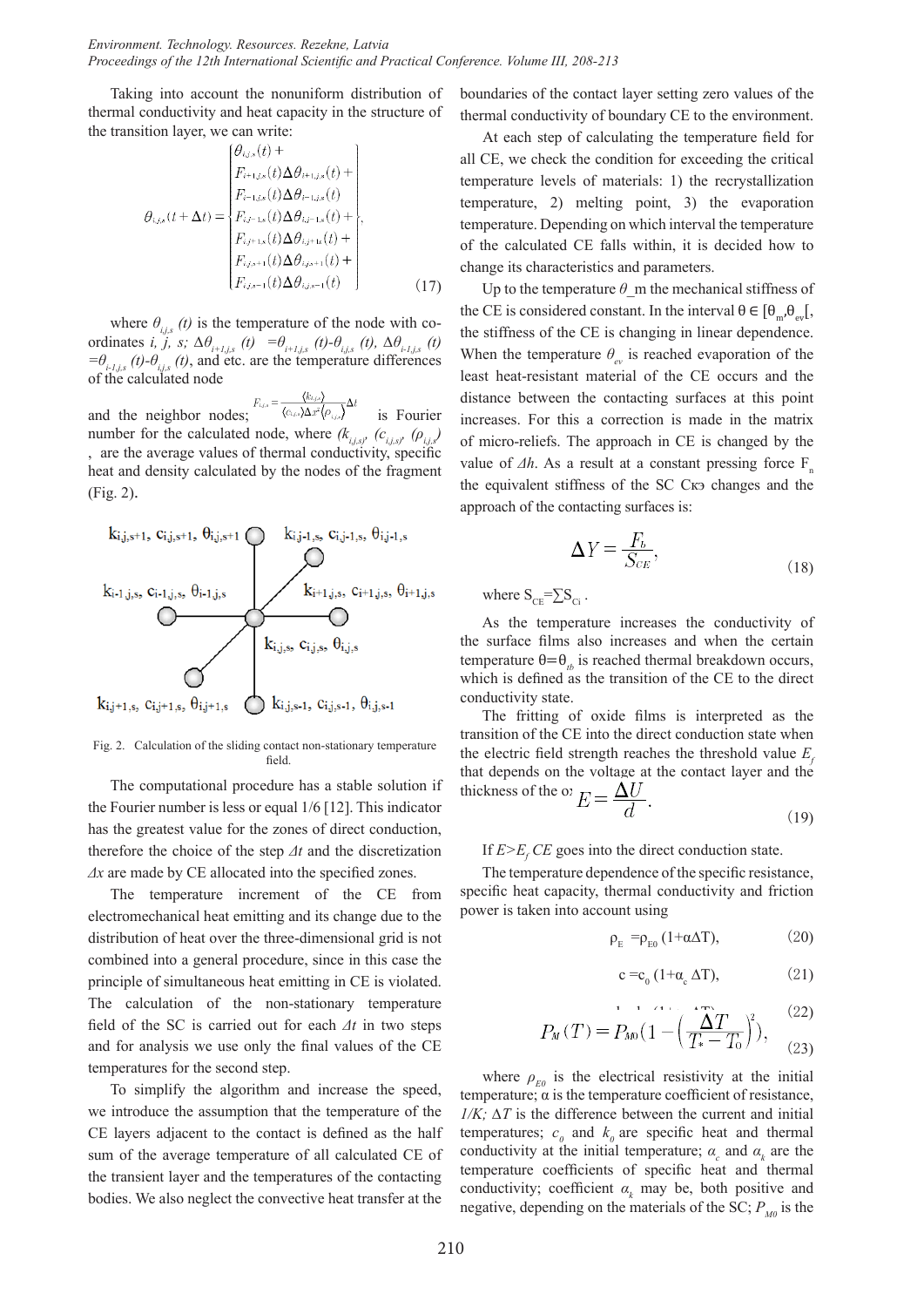Taking into account the nonuniform distribution of thermal conductivity and heat capacity in the structure of the transition layer, we can write:

$$\theta_{i,j,s}(t+\Delta t) = \begin{cases} \theta_{i,j,s}(t) + \\ F_{i+1,j,s}(t)\Delta\theta_{i+1,j,s}(t) + \\ F_{i-1,j,s}(t)\Delta\theta_{i-1,j,s}(t) \\ F_{i,j-1,s}(t)\Delta\theta_{i,j-1,s}(t) + \\ F_{i,j+1,s}(t)\Delta\theta_{i,j+1,s}(t) + \\ F_{i,j,s+1}(t)\Delta\theta_{i,j,s+1}(t) + \\ F_{i,j,s-1}(t)\Delta\theta_{i,j,s-1}(t) \end{cases}, \tag{17}$$

where $\theta_{i,j,s}(t)$ is the temperature of the node with co-ordinates $i$, $j$, $s$; $\Delta\theta_{i+1,j,s}(t) = \theta_{i+1,j,s}(t) - \theta_{i,j,s}(t)$, $\Delta\theta_{i-1,j,s}(t) = \theta_{i-1,j,s}(t) - \theta_{i,j,s}(t)$, and etc. are the temperature differences of the calculated node

and the neighbor nodes; $F_{i,j,s} = \frac{\langle k_{i,j,s}\rangle}{\langle c_{i,j,s}\rangle \Delta x^2 \langle \rho_{i,j,s}\rangle}\Delta t$ is Fourier number for the calculated node, where $(k_{i,j,s})$, $(c_{i,j,s})$, $(\rho_{i,j,s})$, are the average values of thermal conductivity, specific heat and density calculated by the nodes of the fragment (Fig. 2).

Fig. 2. Calculation of the sliding contact non-stationary temperature field.

The computational procedure has a stable solution if the Fourier number is less or equal 1/6 [12]. This indicator has the greatest value for the zones of direct conduction, therefore the choice of the step $\Delta t$ and the discretization $\Delta x$ are made by CE allocated into the specified zones.

The temperature increment of the CE from electromechanical heat emitting and its change due to the distribution of heat over the three-dimensional grid is not combined into a general procedure, since in this case the principle of simultaneous heat emitting in CE is violated. The calculation of the non-stationary temperature field of the SC is carried out for each $\Delta t$ in two steps and for analysis we use only the final values of the CE temperatures for the second step.

To simplify the algorithm and increase the speed, we introduce the assumption that the temperature of the CE layers adjacent to the contact is defined as the half sum of the average temperature of all calculated CE of the transient layer and the temperatures of the contacting bodies. We also neglect the convective heat transfer at the boundaries of the contact layer setting zero values of the thermal conductivity of boundary CE to the environment.

At each step of calculating the temperature field for all CE, we check the condition for exceeding the critical temperature levels of materials: 1) the recrystallization temperature, 2) melting point, 3) the evaporation temperature. Depending on which interval the temperature of the calculated CE falls within, it is decided how to change its characteristics and parameters.

Up to the temperature $\theta_m$ the mechanical stiffness of the CE is considered constant. In the interval $\theta \in [\theta_m, \theta_{ev}[$, the stiffness of the CE is changing in linear dependence. When the temperature $\theta_{ev}$ is reached evaporation of the least heat-resistant material of the CE occurs and the distance between the contacting surfaces at this point increases. For this a correction is made in the matrix of micro-reliefs. The approach in CE is changed by the value of $\Delta h$. As a result at a constant pressing force $F_n$ the equivalent stiffness of the SC Скэ changes and the approach of the contacting surfaces is:

$$\Delta Y = \frac{F_b}{S_{CE}}, \tag{18}$$

where $S_{CE} = \sum S_{Ci}$.

As the temperature increases the conductivity of the surface films also increases and when the certain temperature $\theta = \theta_{tb}$ is reached thermal breakdown occurs, which is defined as the transition of the CE to the direct conductivity state.

The fritting of oxide films is interpreted as the transition of the CE into the direct conduction state when the electric field strength reaches the threshold value $E_f$ that depends on the voltage at the contact layer and the thickness of the o:

$$E = \frac{\Delta U}{d}. \tag{19}$$

If $E > E_f$ CE goes into the direct conduction state.

The temperature dependence of the specific resistance, specific heat capacity, thermal conductivity and friction power is taken into account using

$$\rho_E = \rho_{E0}(1 + \alpha\Delta T), \tag{20}$$

$$c = c_0(1 + \alpha_c \Delta T), \tag{21}$$

$$(22)$$

$$P_M(T) = P_{M0}\left(1 - \left(\frac{\Delta T}{T_* - T_0}\right)^2\right), \tag{23}$$

where $\rho_{E0}$ is the electrical resistivity at the initial temperature; $\alpha$ is the temperature coefficient of resistance, $1/K$; $\Delta T$ is the difference between the current and initial temperatures; $c_0$ and $k_0$ are specific heat and thermal conductivity at the initial temperature; $\alpha_c$ and $\alpha_k$ are the temperature coefficients of specific heat and thermal conductivity; coefficient $\alpha_k$ may be, both positive and negative, depending on the materials of the SC; $P_{M0}$ is the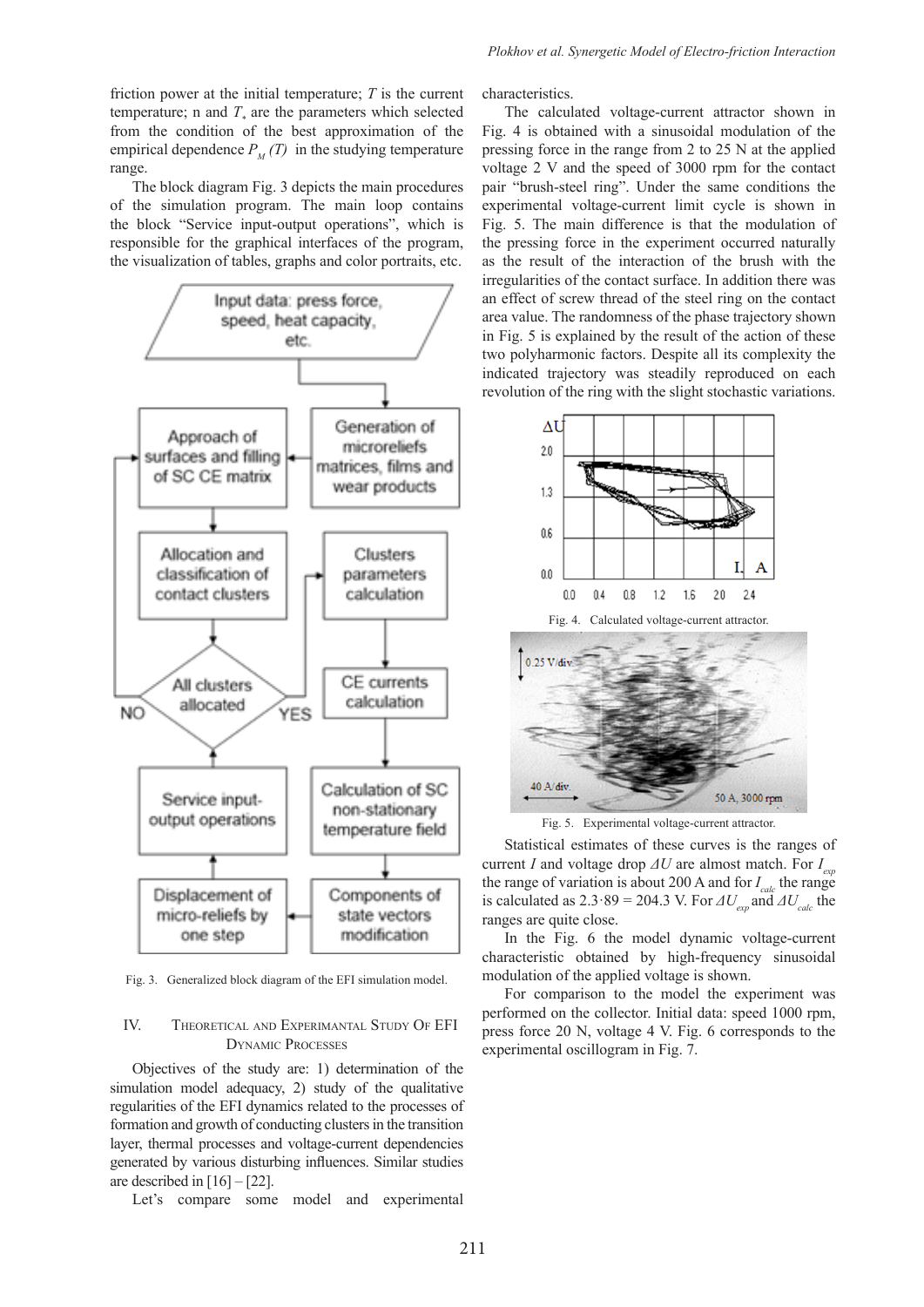friction power at the initial temperature; $T$ is the current temperature; n and $T_*$ are the parameters which selected from the condition of the best approximation of the empirical dependence $P_M(T)$ in the studying temperature range.

The block diagram Fig. 3 depicts the main procedures of the simulation program. The main loop contains the block "Service input-output operations", which is responsible for the graphical interfaces of the program, the visualization of tables, graphs and color portraits, etc.

Fig. 3. Generalized block diagram of the EFI simulation model.

## IV. Theoretical and Experimantal Study Of EFI Dynamic Processes

Objectives of the study are: 1) determination of the simulation model adequacy, 2) study of the qualitative regularities of the EFI dynamics related to the processes of formation and growth of conducting clusters in the transition layer, thermal processes and voltage-current dependencies generated by various disturbing influences. Similar studies are described in [16] – [22].

Let's compare some model and experimental characteristics.

The calculated voltage-current attractor shown in Fig. 4 is obtained with a sinusoidal modulation of the pressing force in the range from 2 to 25 N at the applied voltage 2 V and the speed of 3000 rpm for the contact pair "brush-steel ring". Under the same conditions the experimental voltage-current limit cycle is shown in Fig. 5. The main difference is that the modulation of the pressing force in the experiment occurred naturally as the result of the interaction of the brush with the irregularities of the contact surface. In addition there was an effect of screw thread of the steel ring on the contact area value. The randomness of the phase trajectory shown in Fig. 5 is explained by the result of the action of these two polyharmonic factors. Despite all its complexity the indicated trajectory was steadily reproduced on each revolution of the ring with the slight stochastic variations.

Fig. 4. Calculated voltage-current attractor.

Fig. 5. Experimental voltage-current attractor.

Statistical estimates of these curves is the ranges of current $I$ and voltage drop $\Delta U$ are almost match. For $I_{exp}$ the range of variation is about 200 A and for $I_{calc}$ the range is calculated as $2.3 \cdot 89 = 204.3$ V. For $\Delta U_{exp}$ and $\Delta U_{calc}$ the ranges are quite close.

In the Fig. 6 the model dynamic voltage-current characteristic obtained by high-frequency sinusoidal modulation of the applied voltage is shown.

For comparison to the model the experiment was performed on the collector. Initial data: speed 1000 rpm, press force 20 N, voltage 4 V. Fig. 6 corresponds to the experimental oscillogram in Fig. 7.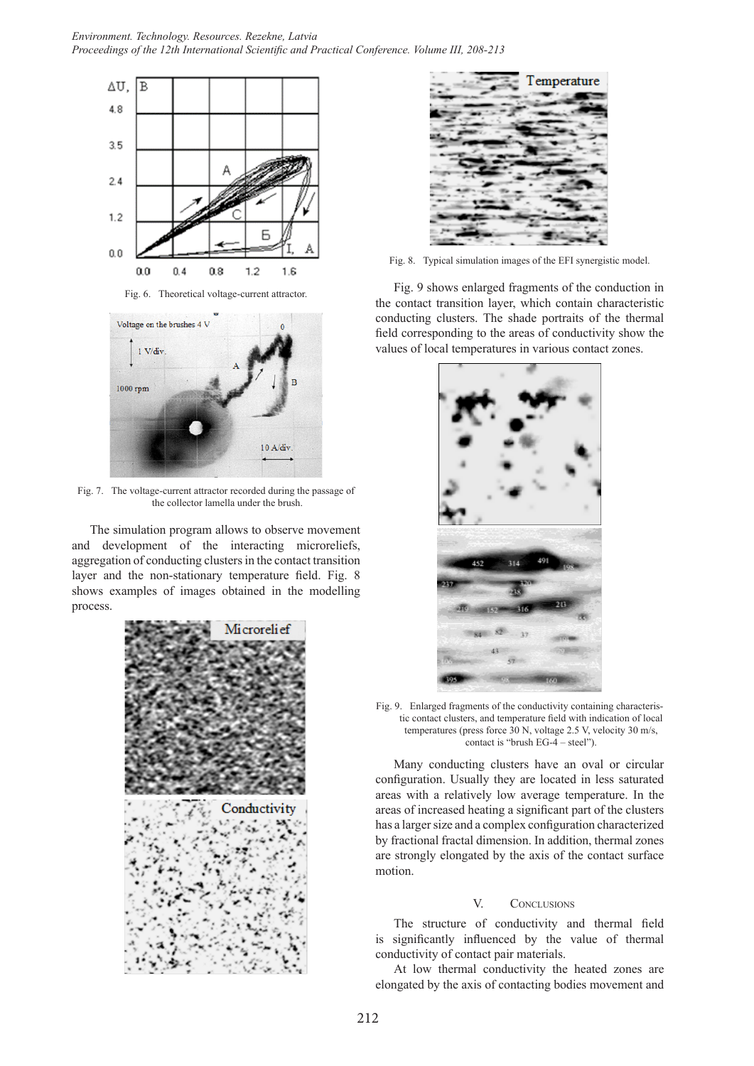Fig. 6. Theoretical voltage-current attractor.

Fig. 7. The voltage-current attractor recorded during the passage of the collector lamella under the brush.

The simulation program allows to observe movement and development of the interacting microreliefs, aggregation of conducting clusters in the contact transition layer and the non-stationary temperature field. Fig. 8 shows examples of images obtained in the modelling process.

Fig. 8. Typical simulation images of the EFI synergistic model.

Fig. 9 shows enlarged fragments of the conduction in the contact transition layer, which contain characteristic conducting clusters. The shade portraits of the thermal field corresponding to the areas of conductivity show the values of local temperatures in various contact zones.

Fig. 9. Enlarged fragments of the conductivity containing characteristic contact clusters, and temperature field with indication of local temperatures (press force 30 N, voltage 2.5 V, velocity 30 m/s, contact is "brush EG-4 – steel").

Many conducting clusters have an oval or circular configuration. Usually they are located in less saturated areas with a relatively low average temperature. In the areas of increased heating a significant part of the clusters has a larger size and a complex configuration characterized by fractional fractal dimension. In addition, thermal zones are strongly elongated by the axis of the contact surface motion.

## V. Conclusions

The structure of conductivity and thermal field is significantly influenced by the value of thermal conductivity of contact pair materials.

At low thermal conductivity the heated zones are elongated by the axis of contacting bodies movement and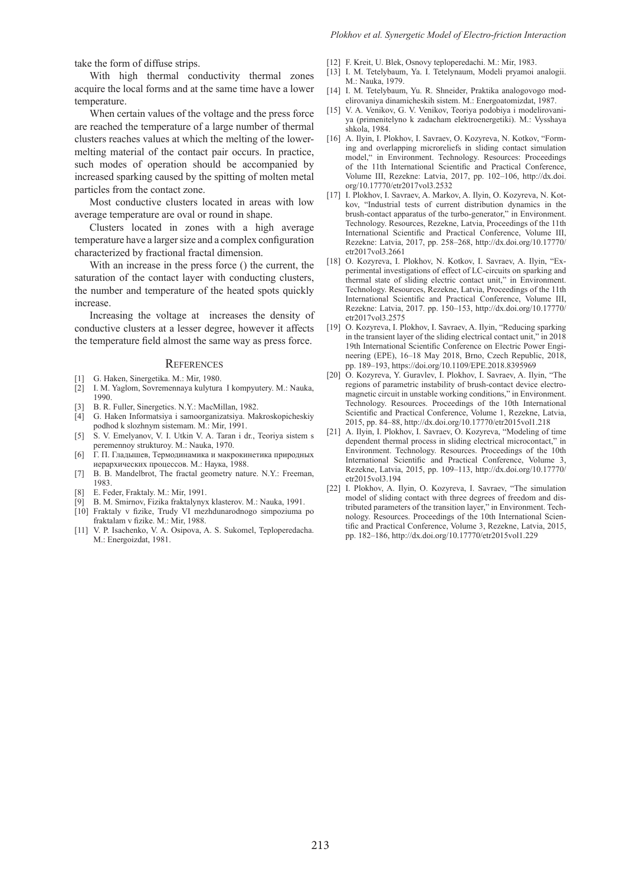take the form of diffuse strips.

With high thermal conductivity thermal zones acquire the local forms and at the same time have a lower temperature.

When certain values of the voltage and the press force are reached the temperature of a large number of thermal clusters reaches values at which the melting of the lower-melting material of the contact pair occurs. In practice, such modes of operation should be accompanied by increased sparking caused by the spitting of molten metal particles from the contact zone.

Most conductive clusters located in areas with low average temperature are oval or round in shape.

Clusters located in zones with a high average temperature have a larger size and a complex configuration characterized by fractional fractal dimension.

With an increase in the press force () the current, the saturation of the contact layer with conducting clusters, the number and temperature of the heated spots quickly increase.

Increasing the voltage at increases the density of conductive clusters at a lesser degree, however it affects the temperature field almost the same way as press force.

## References

[1] G. Haken, Sinergetika. M.: Mir, 1980.
[2] I. M. Yaglom, Sovremennaya kulytura I kompyutery. M.: Nauka, 1990.
[3] B. R. Fuller, Sinergetics. N.Y.: MacMillan, 1982.
[4] G. Haken Informatsiya i samoorganizatsiya. Makroskopicheskiy podhod k slozhnym sistemam. M.: Mir, 1991.
[5] S. V. Emelyanov, V. I. Utkin V. A. Taran i dr., Teoriya sistem s peremennoy strukturoy. M.: Nauka, 1970.
[6] Г. П. Гладышев, Термодинамика и макрокинетика природных иерархических процессов. М.: Наука, 1988.
[7] B. B. Mandelbrot, The fractal geometry nature. N.Y.: Freeman, 1983.
[8] E. Feder, Fraktaly. M.: Mir, 1991.
[9] B. M. Smirnov, Fizika fraktalynyx klasterov. M.: Nauka, 1991.
[10] Fraktaly v fizike, Trudy VI mezhdunarodnogo simpoziuma po fraktalam v fizike. M.: Mir, 1988.
[11] V. P. Isachenko, V. A. Osipova, A. S. Sukomel, Teploperedacha. M.: Energoizdat, 1981.
[12] F. Kreit, U. Blek, Osnovy teploperedachi. M.: Mir, 1983.
[13] I. M. Tetelybaum, Ya. I. Tetelynaum, Modeli pryamoi analogii. M.: Nauka, 1979.
[14] I. M. Tetelybaum, Yu. R. Shneider, Praktika analogovogo modelirovaniya dinamicheskih sistem. M.: Energoatomizdat, 1987.
[15] V. A. Venikov, G. V. Venikov, Teoriya podobiya i modelirovaniya (primenitelyno k zadacham elektroenergetiki). M.: Vysshaya shkola, 1984.
[16] A. Ilyin, I. Plokhov, I. Savraev, O. Kozyreva, N. Kotkov, "Forming and overlapping microreliefs in sliding contact simulation model," in Environment. Technology. Resources: Proceedings of the 11th International Scientific and Practical Conference, Volume III, Rezekne: Latvia, 2017, pp. 102–106, http://dx.doi.org/10.17770/etr2017vol3.2532
[17] I. Plokhov, I. Savraev, A. Markov, A. Ilyin, O. Kozyreva, N. Kotkov, "Industrial tests of current distribution dynamics in the brush-contact apparatus of the turbo-generator," in Environment. Technology. Resources, Rezekne, Latvia, Proceedings of the 11th International Scientific and Practical Conference, Volume III, Rezekne: Latvia, 2017, pp. 258–268, http://dx.doi.org/10.17770/etr2017vol3.2661
[18] O. Kozyreva, I. Plokhov, N. Kotkov, I. Savraev, A. Ilyin, "Experimental investigations of effect of LC-circuits on sparking and thermal state of sliding electric contact unit," in Environment. Technology. Resources, Rezekne, Latvia, Proceedings of the 11th International Scientific and Practical Conference, Volume III, Rezekne: Latvia, 2017. pp. 150–153, http://dx.doi.org/10.17770/etr2017vol3.2575
[19] O. Kozyreva, I. Plokhov, I. Savraev, A. Ilyin, "Reducing sparking in the transient layer of the sliding electrical contact unit," in 2018 19th International Scientific Conference on Electric Power Engineering (EPE), 16–18 May 2018, Brno, Czech Republic, 2018, pp. 189–193, https://doi.org/10.1109/EPE.2018.8395969
[20] O. Kozyreva, Y. Guravlev, I. Plokhov, I. Savraev, A. Ilyin, "The regions of parametric instability of brush-contact device electromagnetic circuit in unstable working conditions," in Environment. Technology. Resources. Proceedings of the 10th International Scientific and Practical Conference, Volume 1, Rezekne, Latvia, 2015, pp. 84–88, http://dx.doi.org/10.17770/etr2015vol1.218
[21] A. Ilyin, I. Plokhov, I. Savraev, O. Kozyreva, "Modeling of time dependent thermal process in sliding electrical microcontact," in Environment. Technology. Resources. Proceedings of the 10th International Scientific and Practical Conference, Volume 3, Rezekne, Latvia, 2015, pp. 109–113, http://dx.doi.org/10.17770/etr2015vol3.194
[22] I. Plokhov, A. Ilyin, O. Kozyreva, I. Savraev, "The simulation model of sliding contact with three degrees of freedom and distributed parameters of the transition layer," in Environment. Technology. Resources. Proceedings of the 10th International Scientific and Practical Conference, Volume 3, Rezekne, Latvia, 2015, pp. 182–186, http://dx.doi.org/10.17770/etr2015vol1.229